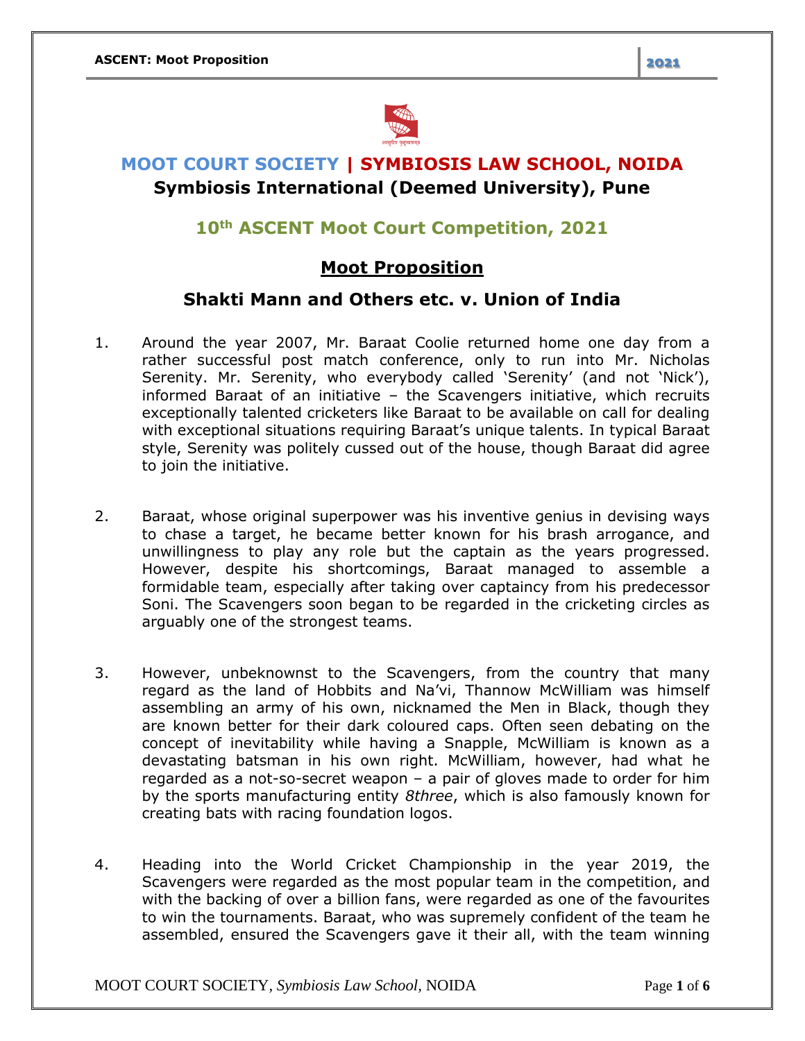# MOOT COURT SOCIETY | SYMBIOSIS LAW SCHOOL, NOIDA

## Symbiosis International (Deemed University), Pune

### 10th ASCENT Moot Court Competition, 2021

### Moot Proposition

### Shakti Mann and Others etc. v. Union of India

1. Around the year 2007, Mr. Baraat Coolie returned home one day from a rather successful post match conference, only to run into Mr. Nicholas Serenity. Mr. Serenity, who everybody called 'Serenity' (and not 'Nick'), informed Baraat of an initiative – the Scavengers initiative, which recruits exceptionally talented cricketers like Baraat to be available on call for dealing with exceptional situations requiring Baraat's unique talents. In typical Baraat style, Serenity was politely cussed out of the house, though Baraat did agree to join the initiative.

2. Baraat, whose original superpower was his inventive genius in devising ways to chase a target, he became better known for his brash arrogance, and unwillingness to play any role but the captain as the years progressed. However, despite his shortcomings, Baraat managed to assemble a formidable team, especially after taking over captaincy from his predecessor Soni. The Scavengers soon began to be regarded in the cricketing circles as arguably one of the strongest teams.

3. However, unbeknownst to the Scavengers, from the country that many regard as the land of Hobbits and Na'vi, Thannow McWilliam was himself assembling an army of his own, nicknamed the Men in Black, though they are known better for their dark coloured caps. Often seen debating on the concept of inevitability while having a Snapple, McWilliam is known as a devastating batsman in his own right. McWilliam, however, had what he regarded as a not-so-secret weapon – a pair of gloves made to order for him by the sports manufacturing entity *8three*, which is also famously known for creating bats with racing foundation logos.

4. Heading into the World Cricket Championship in the year 2019, the Scavengers were regarded as the most popular team in the competition, and with the backing of over a billion fans, were regarded as one of the favourites to win the tournaments. Baraat, who was supremely confident of the team he assembled, ensured the Scavengers gave it their all, with the team winning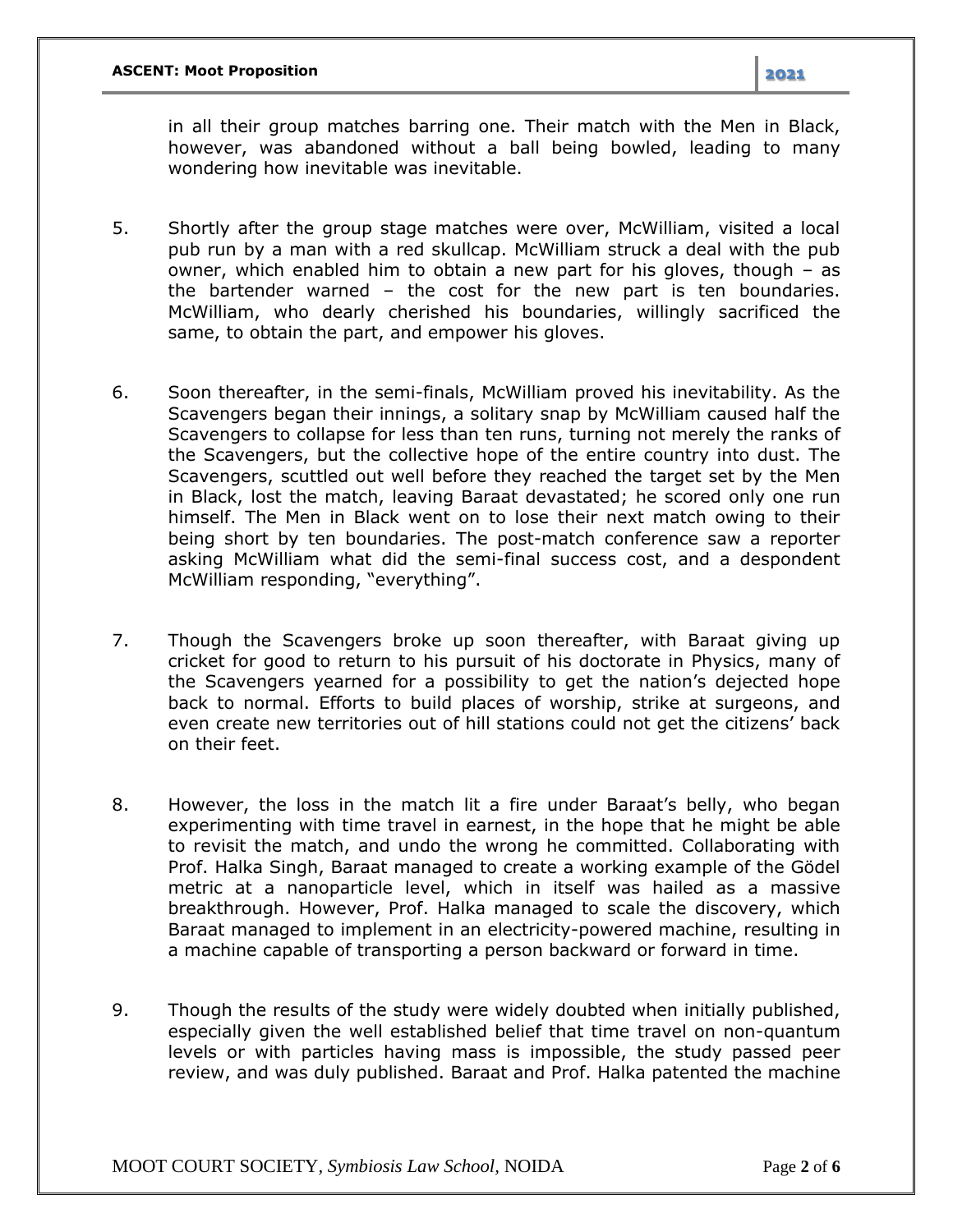in all their group matches barring one. Their match with the Men in Black, however, was abandoned without a ball being bowled, leading to many wondering how inevitable was inevitable.

5. Shortly after the group stage matches were over, McWilliam, visited a local pub run by a man with a red skullcap. McWilliam struck a deal with the pub owner, which enabled him to obtain a new part for his gloves, though – as the bartender warned – the cost for the new part is ten boundaries. McWilliam, who dearly cherished his boundaries, willingly sacrificed the same, to obtain the part, and empower his gloves.

6. Soon thereafter, in the semi-finals, McWilliam proved his inevitability. As the Scavengers began their innings, a solitary snap by McWilliam caused half the Scavengers to collapse for less than ten runs, turning not merely the ranks of the Scavengers, but the collective hope of the entire country into dust. The Scavengers, scuttled out well before they reached the target set by the Men in Black, lost the match, leaving Baraat devastated; he scored only one run himself. The Men in Black went on to lose their next match owing to their being short by ten boundaries. The post-match conference saw a reporter asking McWilliam what did the semi-final success cost, and a despondent McWilliam responding, "everything".

7. Though the Scavengers broke up soon thereafter, with Baraat giving up cricket for good to return to his pursuit of his doctorate in Physics, many of the Scavengers yearned for a possibility to get the nation's dejected hope back to normal. Efforts to build places of worship, strike at surgeons, and even create new territories out of hill stations could not get the citizens' back on their feet.

8. However, the loss in the match lit a fire under Baraat's belly, who began experimenting with time travel in earnest, in the hope that he might be able to revisit the match, and undo the wrong he committed. Collaborating with Prof. Halka Singh, Baraat managed to create a working example of the Gödel metric at a nanoparticle level, which in itself was hailed as a massive breakthrough. However, Prof. Halka managed to scale the discovery, which Baraat managed to implement in an electricity-powered machine, resulting in a machine capable of transporting a person backward or forward in time.

9. Though the results of the study were widely doubted when initially published, especially given the well established belief that time travel on non-quantum levels or with particles having mass is impossible, the study passed peer review, and was duly published. Baraat and Prof. Halka patented the machine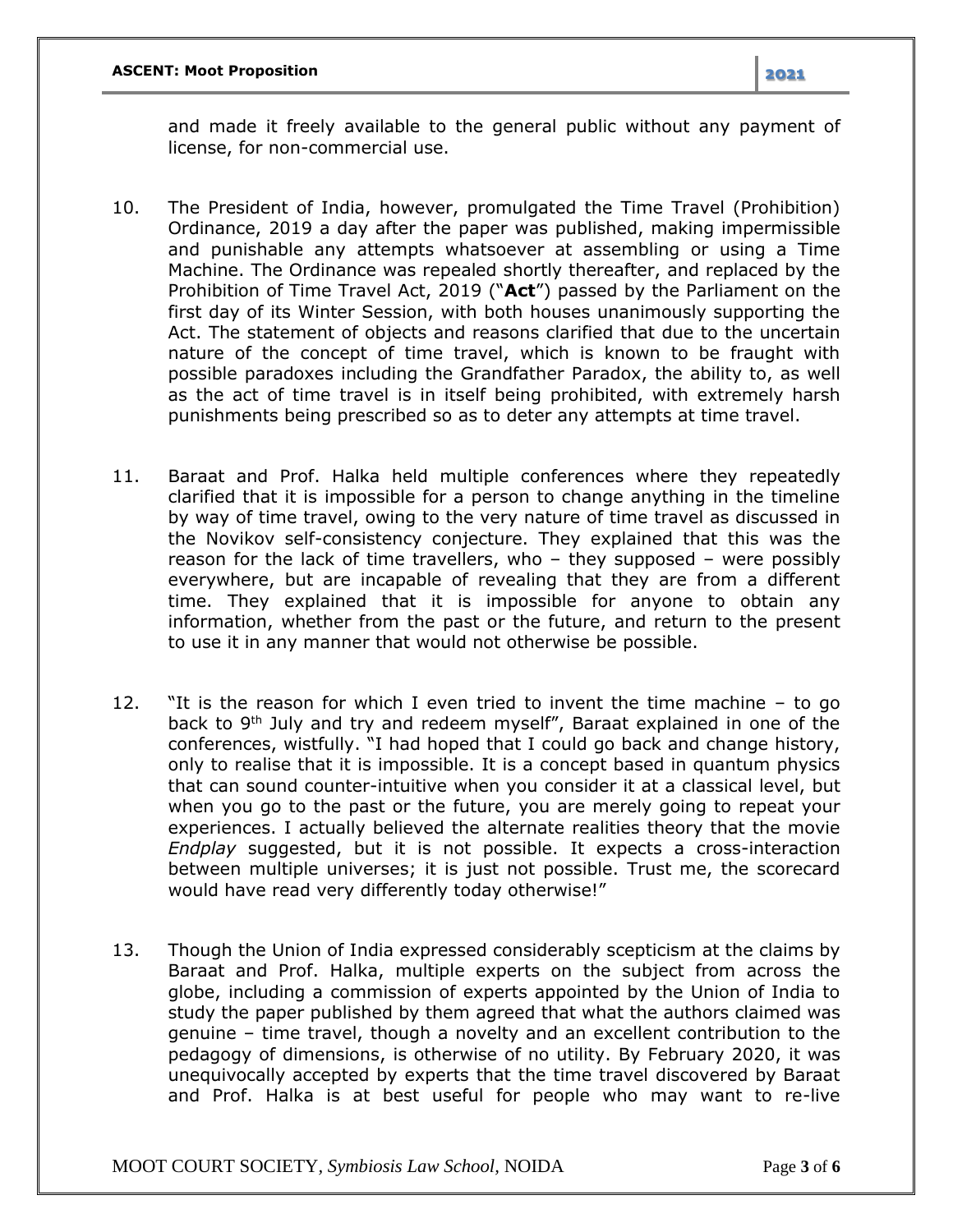and made it freely available to the general public without any payment of license, for non-commercial use.

10. The President of India, however, promulgated the Time Travel (Prohibition) Ordinance, 2019 a day after the paper was published, making impermissible and punishable any attempts whatsoever at assembling or using a Time Machine. The Ordinance was repealed shortly thereafter, and replaced by the Prohibition of Time Travel Act, 2019 ("**Act**") passed by the Parliament on the first day of its Winter Session, with both houses unanimously supporting the Act. The statement of objects and reasons clarified that due to the uncertain nature of the concept of time travel, which is known to be fraught with possible paradoxes including the Grandfather Paradox, the ability to, as well as the act of time travel is in itself being prohibited, with extremely harsh punishments being prescribed so as to deter any attempts at time travel.

11. Baraat and Prof. Halka held multiple conferences where they repeatedly clarified that it is impossible for a person to change anything in the timeline by way of time travel, owing to the very nature of time travel as discussed in the Novikov self-consistency conjecture. They explained that this was the reason for the lack of time travellers, who – they supposed – were possibly everywhere, but are incapable of revealing that they are from a different time. They explained that it is impossible for anyone to obtain any information, whether from the past or the future, and return to the present to use it in any manner that would not otherwise be possible.

12. "It is the reason for which I even tried to invent the time machine – to go back to 9th July and try and redeem myself", Baraat explained in one of the conferences, wistfully. "I had hoped that I could go back and change history, only to realise that it is impossible. It is a concept based in quantum physics that can sound counter-intuitive when you consider it at a classical level, but when you go to the past or the future, you are merely going to repeat your experiences. I actually believed the alternate realities theory that the movie *Endplay* suggested, but it is not possible. It expects a cross-interaction between multiple universes; it is just not possible. Trust me, the scorecard would have read very differently today otherwise!"

13. Though the Union of India expressed considerably scepticism at the claims by Baraat and Prof. Halka, multiple experts on the subject from across the globe, including a commission of experts appointed by the Union of India to study the paper published by them agreed that what the authors claimed was genuine – time travel, though a novelty and an excellent contribution to the pedagogy of dimensions, is otherwise of no utility. By February 2020, it was unequivocally accepted by experts that the time travel discovered by Baraat and Prof. Halka is at best useful for people who may want to re-live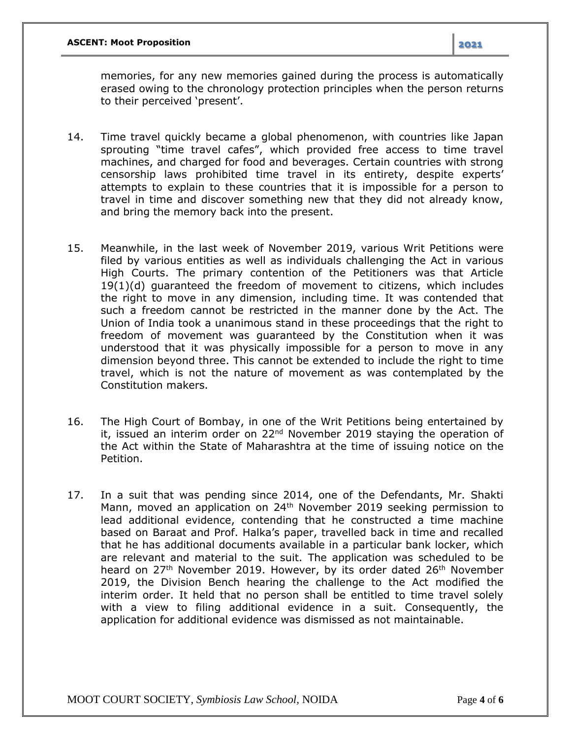memories, for any new memories gained during the process is automatically erased owing to the chronology protection principles when the person returns to their perceived 'present'.

14. Time travel quickly became a global phenomenon, with countries like Japan sprouting "time travel cafes", which provided free access to time travel machines, and charged for food and beverages. Certain countries with strong censorship laws prohibited time travel in its entirety, despite experts' attempts to explain to these countries that it is impossible for a person to travel in time and discover something new that they did not already know, and bring the memory back into the present.

15. Meanwhile, in the last week of November 2019, various Writ Petitions were filed by various entities as well as individuals challenging the Act in various High Courts. The primary contention of the Petitioners was that Article 19(1)(d) guaranteed the freedom of movement to citizens, which includes the right to move in any dimension, including time. It was contended that such a freedom cannot be restricted in the manner done by the Act. The Union of India took a unanimous stand in these proceedings that the right to freedom of movement was guaranteed by the Constitution when it was understood that it was physically impossible for a person to move in any dimension beyond three. This cannot be extended to include the right to time travel, which is not the nature of movement as was contemplated by the Constitution makers.

16. The High Court of Bombay, in one of the Writ Petitions being entertained by it, issued an interim order on 22nd November 2019 staying the operation of the Act within the State of Maharashtra at the time of issuing notice on the Petition.

17. In a suit that was pending since 2014, one of the Defendants, Mr. Shakti Mann, moved an application on 24th November 2019 seeking permission to lead additional evidence, contending that he constructed a time machine based on Baraat and Prof. Halka's paper, travelled back in time and recalled that he has additional documents available in a particular bank locker, which are relevant and material to the suit. The application was scheduled to be heard on 27th November 2019. However, by its order dated 26th November 2019, the Division Bench hearing the challenge to the Act modified the interim order. It held that no person shall be entitled to time travel solely with a view to filing additional evidence in a suit. Consequently, the application for additional evidence was dismissed as not maintainable.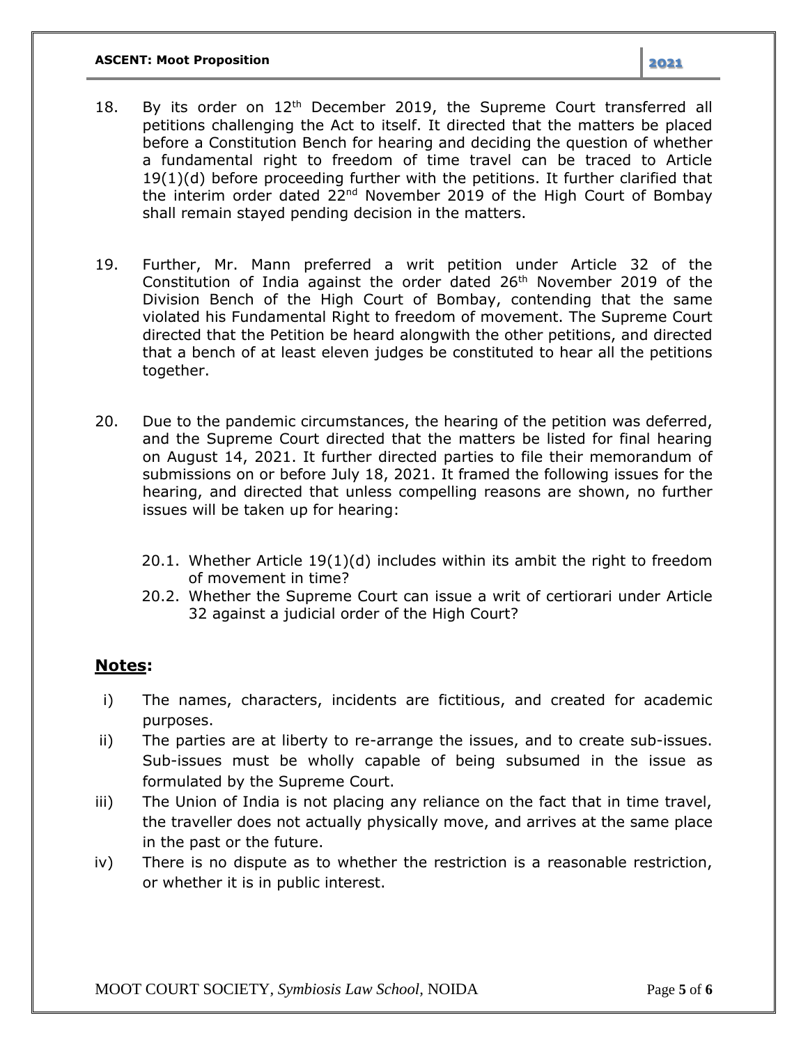18. By its order on 12th December 2019, the Supreme Court transferred all petitions challenging the Act to itself. It directed that the matters be placed before a Constitution Bench for hearing and deciding the question of whether a fundamental right to freedom of time travel can be traced to Article 19(1)(d) before proceeding further with the petitions. It further clarified that the interim order dated 22nd November 2019 of the High Court of Bombay shall remain stayed pending decision in the matters.

19. Further, Mr. Mann preferred a writ petition under Article 32 of the Constitution of India against the order dated 26th November 2019 of the Division Bench of the High Court of Bombay, contending that the same violated his Fundamental Right to freedom of movement. The Supreme Court directed that the Petition be heard alongwith the other petitions, and directed that a bench of at least eleven judges be constituted to hear all the petitions together.

20. Due to the pandemic circumstances, the hearing of the petition was deferred, and the Supreme Court directed that the matters be listed for final hearing on August 14, 2021. It further directed parties to file their memorandum of submissions on or before July 18, 2021. It framed the following issues for the hearing, and directed that unless compelling reasons are shown, no further issues will be taken up for hearing:

    20.1. Whether Article 19(1)(d) includes within its ambit the right to freedom of movement in time?

    20.2. Whether the Supreme Court can issue a writ of certiorari under Article 32 against a judicial order of the High Court?

## **Notes:**

i) The names, characters, incidents are fictitious, and created for academic purposes.

ii) The parties are at liberty to re-arrange the issues, and to create sub-issues. Sub-issues must be wholly capable of being subsumed in the issue as formulated by the Supreme Court.

iii) The Union of India is not placing any reliance on the fact that in time travel, the traveller does not actually physically move, and arrives at the same place in the past or the future.

iv) There is no dispute as to whether the restriction is a reasonable restriction, or whether it is in public interest.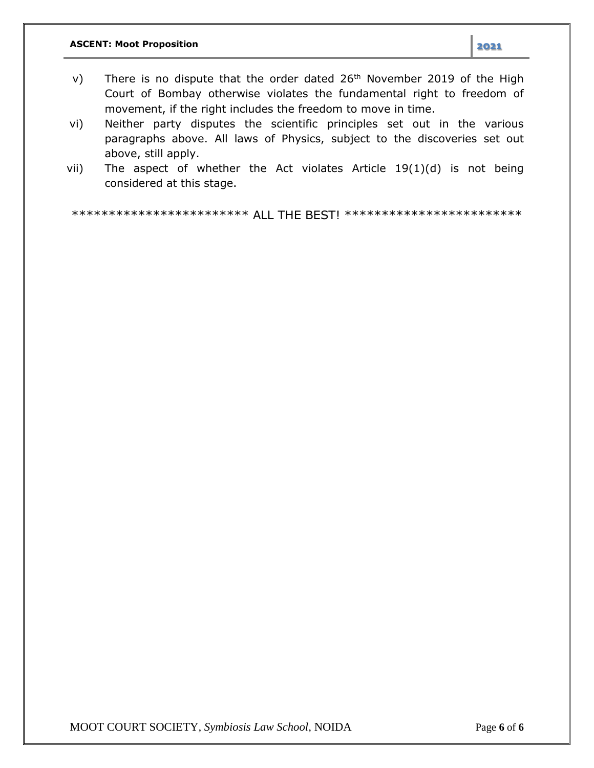v) There is no dispute that the order dated 26th November 2019 of the High Court of Bombay otherwise violates the fundamental right to freedom of movement, if the right includes the freedom to move in time.

vi) Neither party disputes the scientific principles set out in the various paragraphs above. All laws of Physics, subject to the discoveries set out above, still apply.

vii) The aspect of whether the Act violates Article 19(1)(d) is not being considered at this stage.

************************ ALL THE BEST! ************************